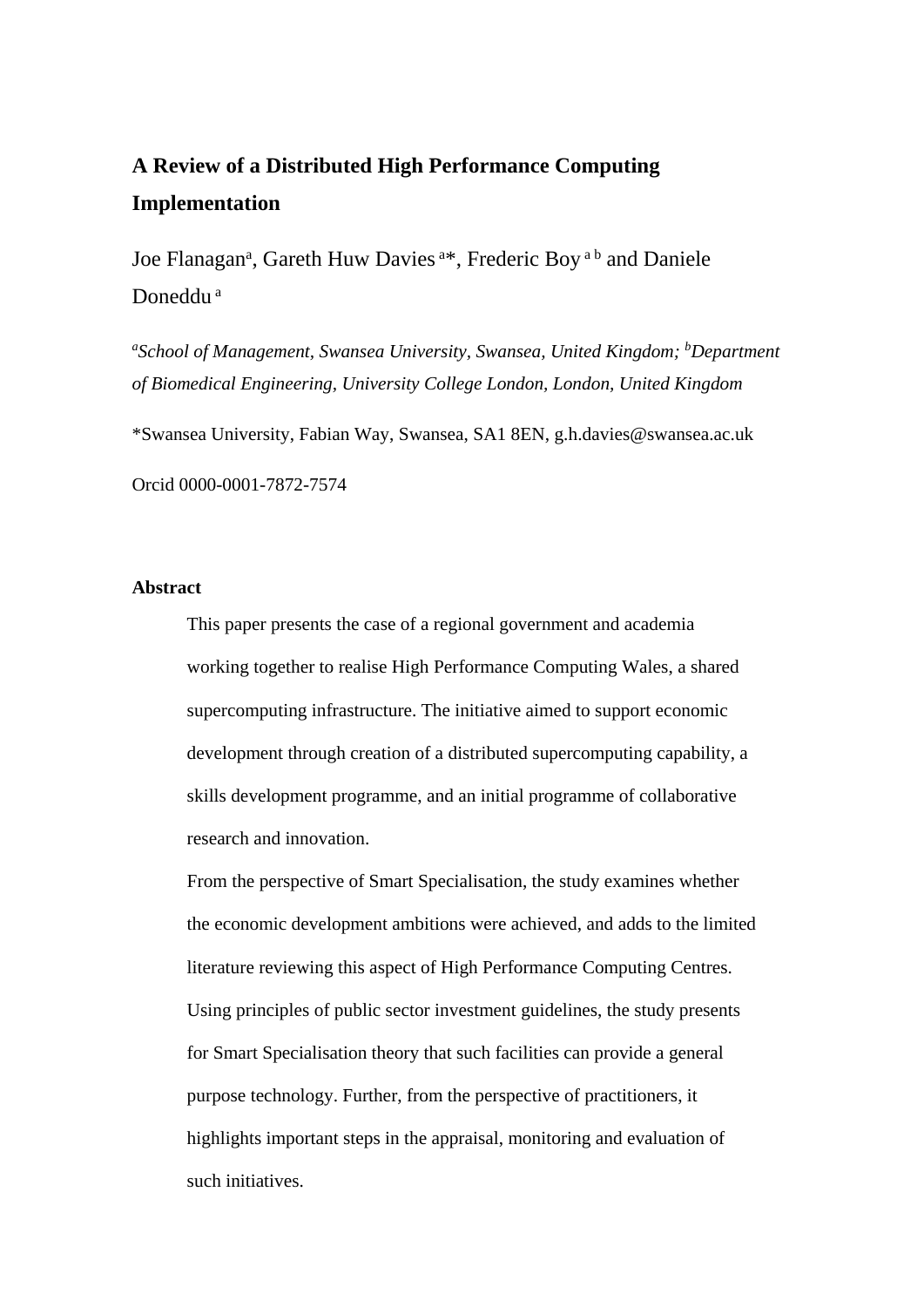# A Review of a Distributed High Performance Computing Implementation

Joe Flanagan[a], Gareth Huw Davies [a]*, Frederic Boy [a b] and Daniele Doneddu [a]

[a]*School of Management, Swansea University, Swansea, United Kingdom;* [b]*Department of Biomedical Engineering, University College London, London, United Kingdom*

*Swansea University, Fabian Way, Swansea, SA1 8EN, g.h.davies@swansea.ac.uk

Orcid 0000-0001-7872-7574

**Abstract**

This paper presents the case of a regional government and academia working together to realise High Performance Computing Wales, a shared supercomputing infrastructure. The initiative aimed to support economic development through creation of a distributed supercomputing capability, a skills development programme, and an initial programme of collaborative research and innovation.

From the perspective of Smart Specialisation, the study examines whether the economic development ambitions were achieved, and adds to the limited literature reviewing this aspect of High Performance Computing Centres. Using principles of public sector investment guidelines, the study presents for Smart Specialisation theory that such facilities can provide a general purpose technology. Further, from the perspective of practitioners, it highlights important steps in the appraisal, monitoring and evaluation of such initiatives.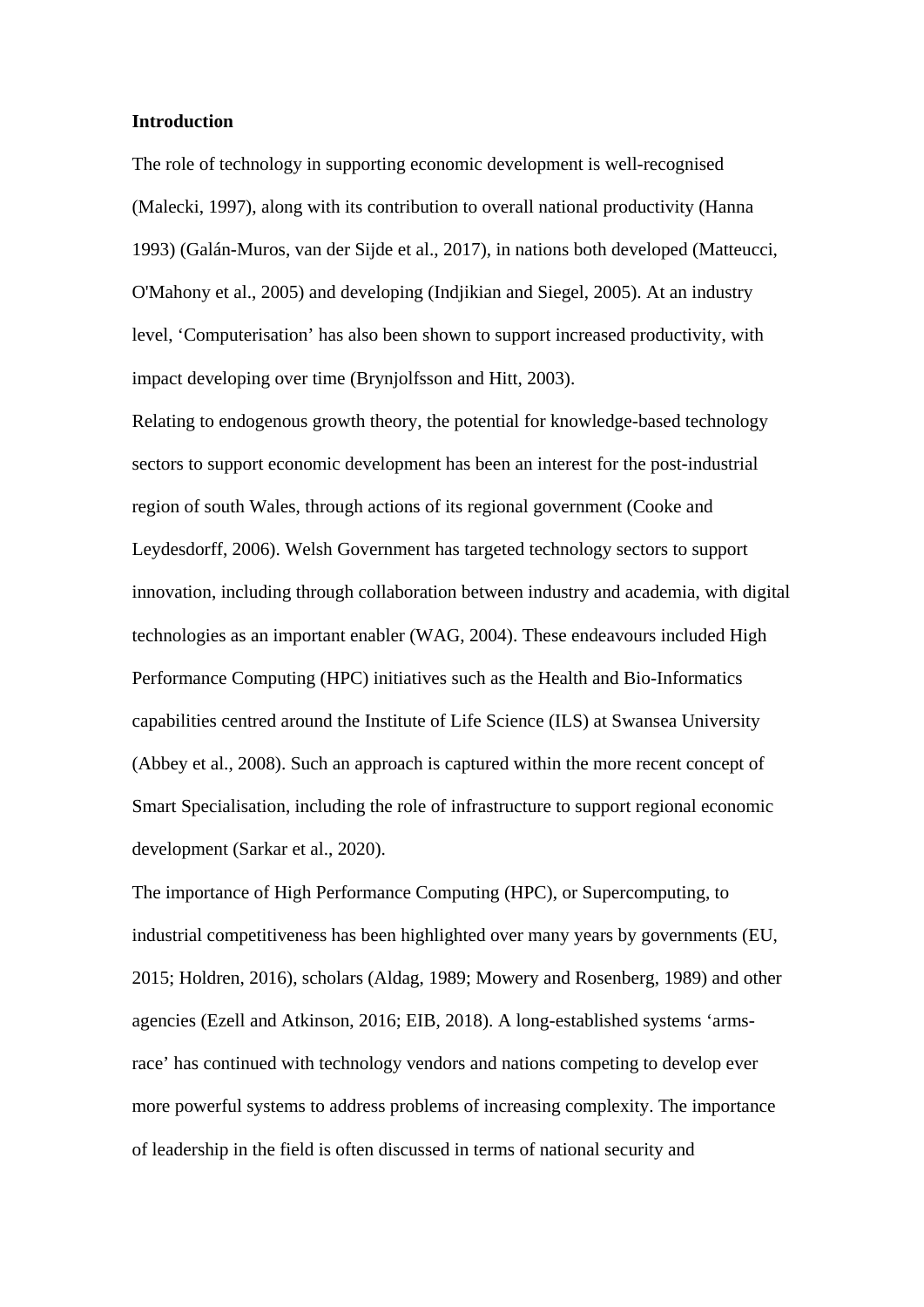**Introduction**

The role of technology in supporting economic development is well-recognised (Malecki, 1997), along with its contribution to overall national productivity (Hanna 1993) (Galán-Muros, van der Sijde et al., 2017), in nations both developed (Matteucci, O'Mahony et al., 2005) and developing (Indjikian and Siegel, 2005). At an industry level, 'Computerisation' has also been shown to support increased productivity, with impact developing over time (Brynjolfsson and Hitt, 2003).

Relating to endogenous growth theory, the potential for knowledge-based technology sectors to support economic development has been an interest for the post-industrial region of south Wales, through actions of its regional government (Cooke and Leydesdorff, 2006). Welsh Government has targeted technology sectors to support innovation, including through collaboration between industry and academia, with digital technologies as an important enabler (WAG, 2004). These endeavours included High Performance Computing (HPC) initiatives such as the Health and Bio-Informatics capabilities centred around the Institute of Life Science (ILS) at Swansea University (Abbey et al., 2008). Such an approach is captured within the more recent concept of Smart Specialisation, including the role of infrastructure to support regional economic development (Sarkar et al., 2020).

The importance of High Performance Computing (HPC), or Supercomputing, to industrial competitiveness has been highlighted over many years by governments (EU, 2015; Holdren, 2016), scholars (Aldag, 1989; Mowery and Rosenberg, 1989) and other agencies (Ezell and Atkinson, 2016; EIB, 2018). A long-established systems 'arms-race' has continued with technology vendors and nations competing to develop ever more powerful systems to address problems of increasing complexity. The importance of leadership in the field is often discussed in terms of national security and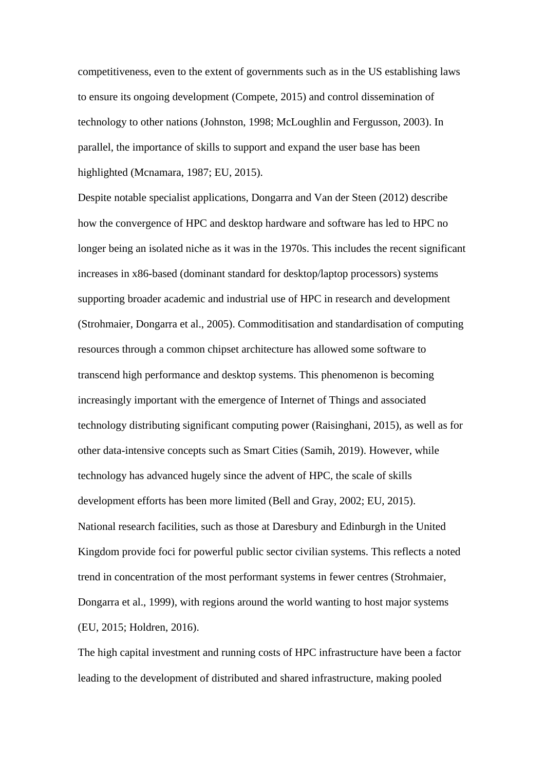competitiveness, even to the extent of governments such as in the US establishing laws to ensure its ongoing development (Compete, 2015) and control dissemination of technology to other nations (Johnston, 1998; McLoughlin and Fergusson, 2003). In parallel, the importance of skills to support and expand the user base has been highlighted (Mcnamara, 1987; EU, 2015).

Despite notable specialist applications, Dongarra and Van der Steen (2012) describe how the convergence of HPC and desktop hardware and software has led to HPC no longer being an isolated niche as it was in the 1970s. This includes the recent significant increases in x86-based (dominant standard for desktop/laptop processors) systems supporting broader academic and industrial use of HPC in research and development (Strohmaier, Dongarra et al., 2005). Commoditisation and standardisation of computing resources through a common chipset architecture has allowed some software to transcend high performance and desktop systems. This phenomenon is becoming increasingly important with the emergence of Internet of Things and associated technology distributing significant computing power (Raisinghani, 2015), as well as for other data-intensive concepts such as Smart Cities (Samih, 2019). However, while technology has advanced hugely since the advent of HPC, the scale of skills development efforts has been more limited (Bell and Gray, 2002; EU, 2015).

National research facilities, such as those at Daresbury and Edinburgh in the United Kingdom provide foci for powerful public sector civilian systems. This reflects a noted trend in concentration of the most performant systems in fewer centres (Strohmaier, Dongarra et al., 1999), with regions around the world wanting to host major systems (EU, 2015; Holdren, 2016).

The high capital investment and running costs of HPC infrastructure have been a factor leading to the development of distributed and shared infrastructure, making pooled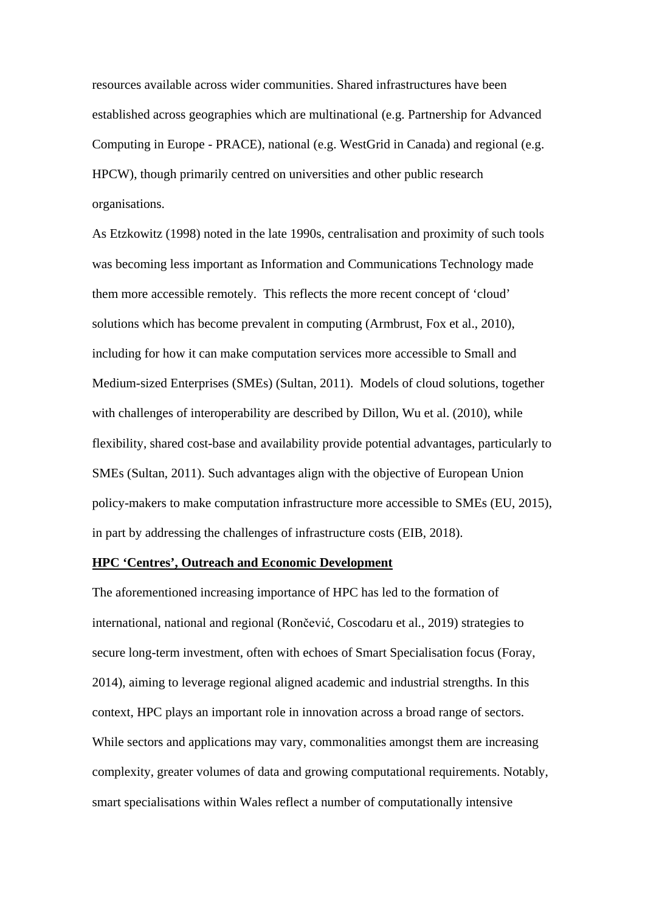resources available across wider communities. Shared infrastructures have been established across geographies which are multinational (e.g. Partnership for Advanced Computing in Europe - PRACE), national (e.g. WestGrid in Canada) and regional (e.g. HPCW), though primarily centred on universities and other public research organisations.

As Etzkowitz (1998) noted in the late 1990s, centralisation and proximity of such tools was becoming less important as Information and Communications Technology made them more accessible remotely. This reflects the more recent concept of 'cloud' solutions which has become prevalent in computing (Armbrust, Fox et al., 2010), including for how it can make computation services more accessible to Small and Medium-sized Enterprises (SMEs) (Sultan, 2011). Models of cloud solutions, together with challenges of interoperability are described by Dillon, Wu et al. (2010), while flexibility, shared cost-base and availability provide potential advantages, particularly to SMEs (Sultan, 2011). Such advantages align with the objective of European Union policy-makers to make computation infrastructure more accessible to SMEs (EU, 2015), in part by addressing the challenges of infrastructure costs (EIB, 2018).

**HPC 'Centres', Outreach and Economic Development**

The aforementioned increasing importance of HPC has led to the formation of international, national and regional (Rončević, Coscodaru et al., 2019) strategies to secure long-term investment, often with echoes of Smart Specialisation focus (Foray, 2014), aiming to leverage regional aligned academic and industrial strengths. In this context, HPC plays an important role in innovation across a broad range of sectors. While sectors and applications may vary, commonalities amongst them are increasing complexity, greater volumes of data and growing computational requirements. Notably, smart specialisations within Wales reflect a number of computationally intensive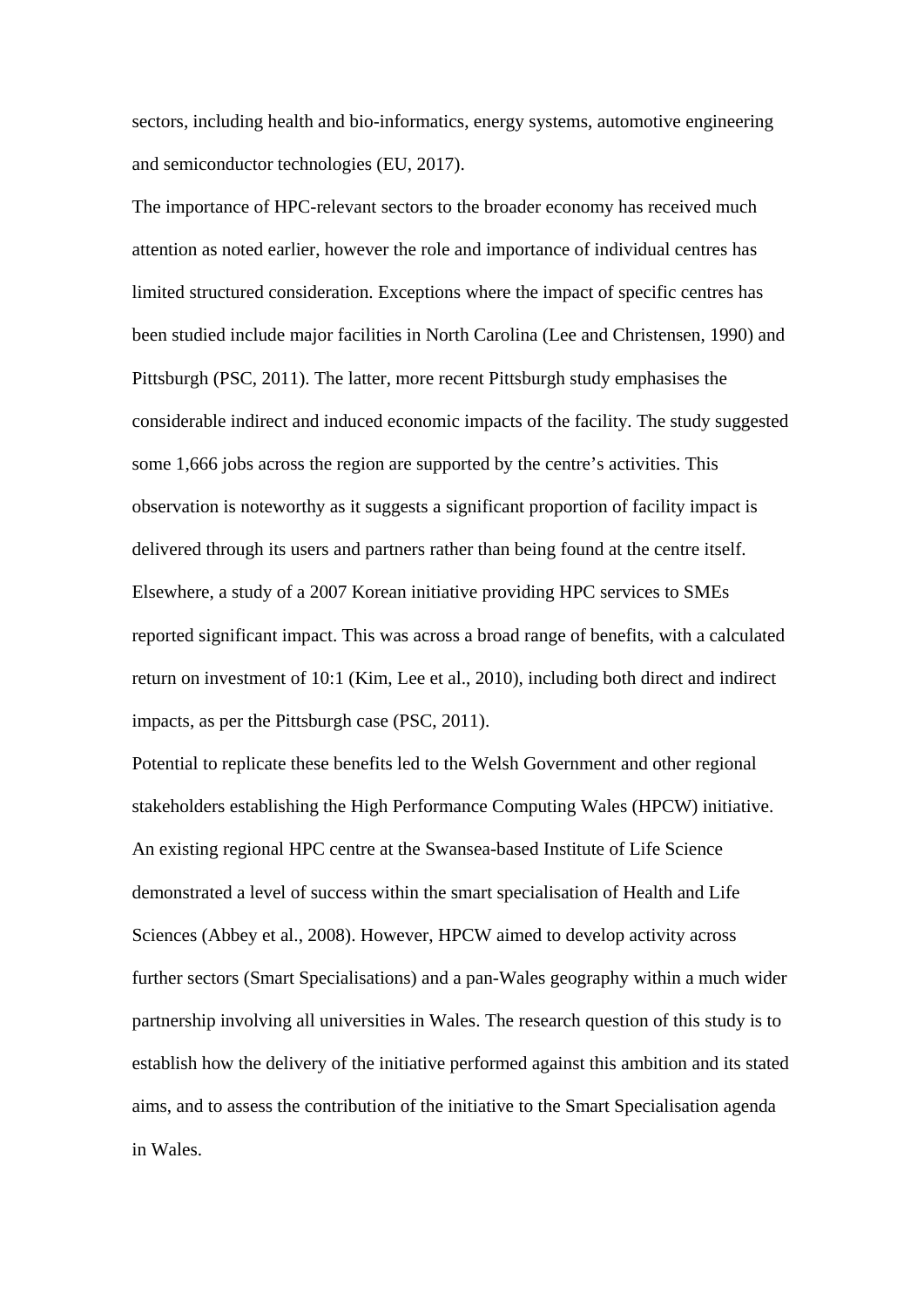sectors, including health and bio-informatics, energy systems, automotive engineering and semiconductor technologies (EU, 2017).

The importance of HPC-relevant sectors to the broader economy has received much attention as noted earlier, however the role and importance of individual centres has limited structured consideration. Exceptions where the impact of specific centres has been studied include major facilities in North Carolina (Lee and Christensen, 1990) and Pittsburgh (PSC, 2011). The latter, more recent Pittsburgh study emphasises the considerable indirect and induced economic impacts of the facility. The study suggested some 1,666 jobs across the region are supported by the centre's activities. This observation is noteworthy as it suggests a significant proportion of facility impact is delivered through its users and partners rather than being found at the centre itself. Elsewhere, a study of a 2007 Korean initiative providing HPC services to SMEs reported significant impact. This was across a broad range of benefits, with a calculated return on investment of 10:1 (Kim, Lee et al., 2010), including both direct and indirect impacts, as per the Pittsburgh case (PSC, 2011).

Potential to replicate these benefits led to the Welsh Government and other regional stakeholders establishing the High Performance Computing Wales (HPCW) initiative. An existing regional HPC centre at the Swansea-based Institute of Life Science demonstrated a level of success within the smart specialisation of Health and Life Sciences (Abbey et al., 2008). However, HPCW aimed to develop activity across further sectors (Smart Specialisations) and a pan-Wales geography within a much wider partnership involving all universities in Wales. The research question of this study is to establish how the delivery of the initiative performed against this ambition and its stated aims, and to assess the contribution of the initiative to the Smart Specialisation agenda in Wales.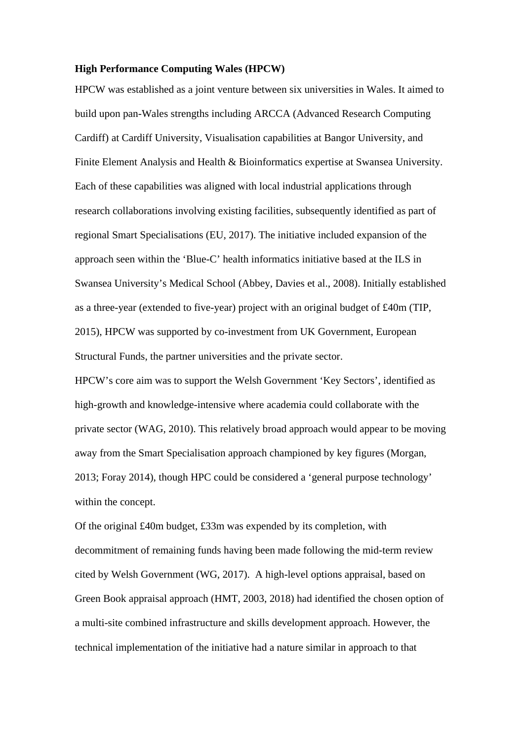**High Performance Computing Wales (HPCW)**

HPCW was established as a joint venture between six universities in Wales. It aimed to build upon pan-Wales strengths including ARCCA (Advanced Research Computing Cardiff) at Cardiff University, Visualisation capabilities at Bangor University, and Finite Element Analysis and Health & Bioinformatics expertise at Swansea University. Each of these capabilities was aligned with local industrial applications through research collaborations involving existing facilities, subsequently identified as part of regional Smart Specialisations (EU, 2017). The initiative included expansion of the approach seen within the 'Blue-C' health informatics initiative based at the ILS in Swansea University's Medical School (Abbey, Davies et al., 2008). Initially established as a three-year (extended to five-year) project with an original budget of £40m (TIP, 2015), HPCW was supported by co-investment from UK Government, European Structural Funds, the partner universities and the private sector.

HPCW's core aim was to support the Welsh Government 'Key Sectors', identified as high-growth and knowledge-intensive where academia could collaborate with the private sector (WAG, 2010). This relatively broad approach would appear to be moving away from the Smart Specialisation approach championed by key figures (Morgan, 2013; Foray 2014), though HPC could be considered a 'general purpose technology' within the concept.

Of the original £40m budget, £33m was expended by its completion, with decommitment of remaining funds having been made following the mid-term review cited by Welsh Government (WG, 2017). A high-level options appraisal, based on Green Book appraisal approach (HMT, 2003, 2018) had identified the chosen option of a multi-site combined infrastructure and skills development approach. However, the technical implementation of the initiative had a nature similar in approach to that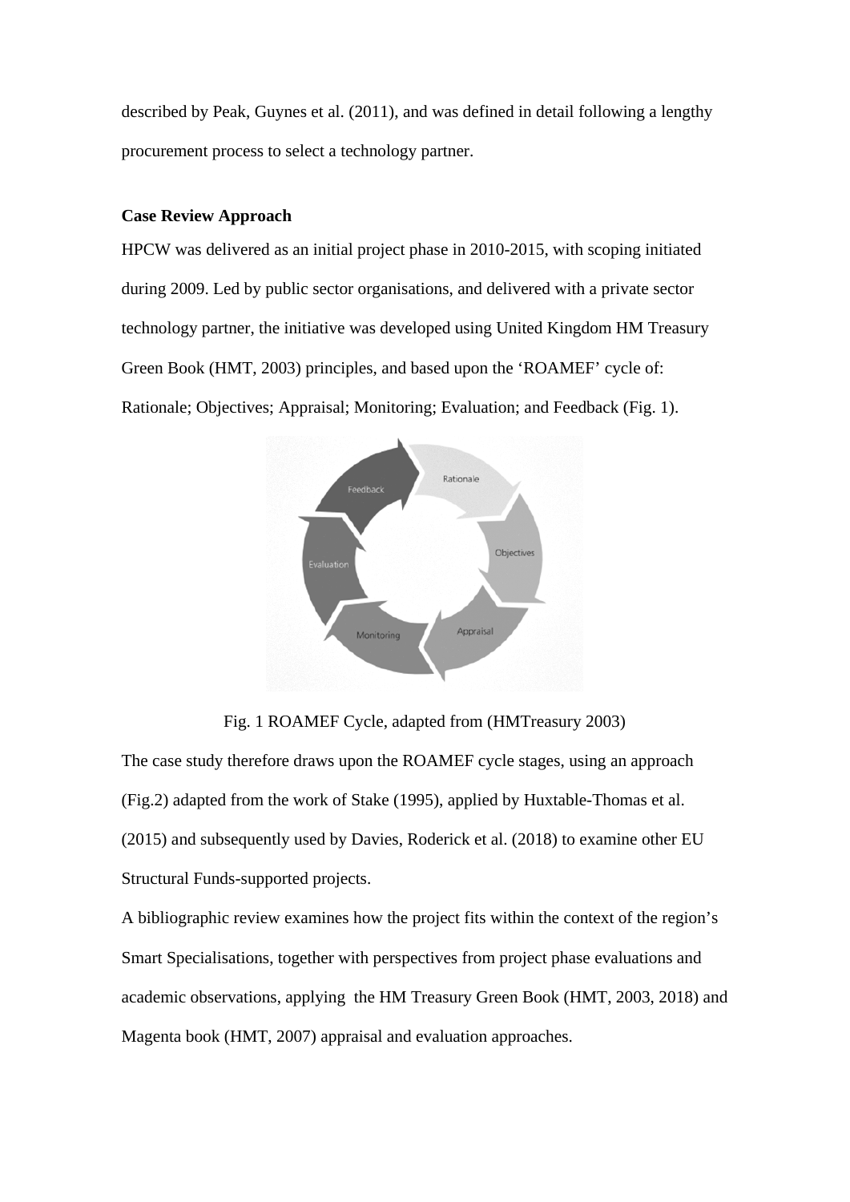described by Peak, Guynes et al. (2011), and was defined in detail following a lengthy procurement process to select a technology partner.

**Case Review Approach**

HPCW was delivered as an initial project phase in 2010-2015, with scoping initiated during 2009. Led by public sector organisations, and delivered with a private sector technology partner, the initiative was developed using United Kingdom HM Treasury Green Book (HMT, 2003) principles, and based upon the 'ROAMEF' cycle of: Rationale; Objectives; Appraisal; Monitoring; Evaluation; and Feedback (Fig. 1).

Fig. 1 ROAMEF Cycle, adapted from (HMTreasury 2003)

The case study therefore draws upon the ROAMEF cycle stages, using an approach (Fig.2) adapted from the work of Stake (1995), applied by Huxtable-Thomas et al. (2015) and subsequently used by Davies, Roderick et al. (2018) to examine other EU Structural Funds-supported projects.

A bibliographic review examines how the project fits within the context of the region's Smart Specialisations, together with perspectives from project phase evaluations and academic observations, applying the HM Treasury Green Book (HMT, 2003, 2018) and Magenta book (HMT, 2007) appraisal and evaluation approaches.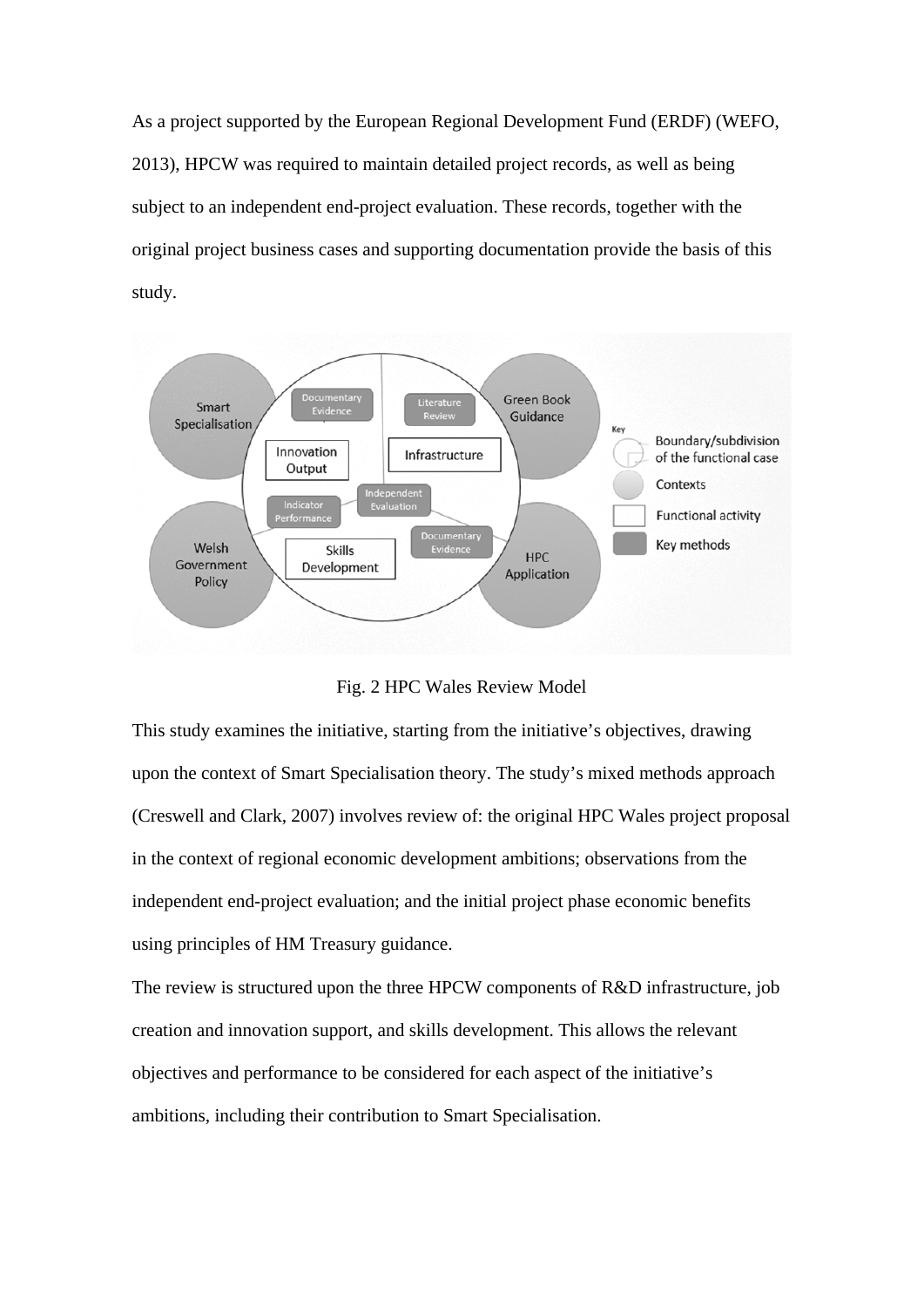As a project supported by the European Regional Development Fund (ERDF) (WEFO, 2013), HPCW was required to maintain detailed project records, as well as being subject to an independent end-project evaluation. These records, together with the original project business cases and supporting documentation provide the basis of this study.

Fig. 2 HPC Wales Review Model

This study examines the initiative, starting from the initiative's objectives, drawing upon the context of Smart Specialisation theory. The study's mixed methods approach (Creswell and Clark, 2007) involves review of: the original HPC Wales project proposal in the context of regional economic development ambitions; observations from the independent end-project evaluation; and the initial project phase economic benefits using principles of HM Treasury guidance.

The review is structured upon the three HPCW components of R&D infrastructure, job creation and innovation support, and skills development. This allows the relevant objectives and performance to be considered for each aspect of the initiative's ambitions, including their contribution to Smart Specialisation.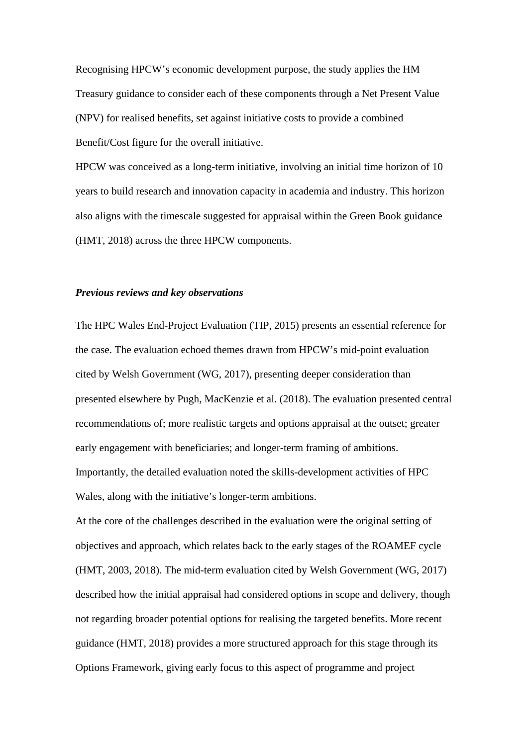Recognising HPCW's economic development purpose, the study applies the HM Treasury guidance to consider each of these components through a Net Present Value (NPV) for realised benefits, set against initiative costs to provide a combined Benefit/Cost figure for the overall initiative.

HPCW was conceived as a long-term initiative, involving an initial time horizon of 10 years to build research and innovation capacity in academia and industry. This horizon also aligns with the timescale suggested for appraisal within the Green Book guidance (HMT, 2018) across the three HPCW components.

***Previous reviews and key observations***

The HPC Wales End-Project Evaluation (TIP, 2015) presents an essential reference for the case. The evaluation echoed themes drawn from HPCW's mid-point evaluation cited by Welsh Government (WG, 2017), presenting deeper consideration than presented elsewhere by Pugh, MacKenzie et al. (2018). The evaluation presented central recommendations of; more realistic targets and options appraisal at the outset; greater early engagement with beneficiaries; and longer-term framing of ambitions. Importantly, the detailed evaluation noted the skills-development activities of HPC Wales, along with the initiative's longer-term ambitions.

At the core of the challenges described in the evaluation were the original setting of objectives and approach, which relates back to the early stages of the ROAMEF cycle (HMT, 2003, 2018). The mid-term evaluation cited by Welsh Government (WG, 2017) described how the initial appraisal had considered options in scope and delivery, though not regarding broader potential options for realising the targeted benefits. More recent guidance (HMT, 2018) provides a more structured approach for this stage through its Options Framework, giving early focus to this aspect of programme and project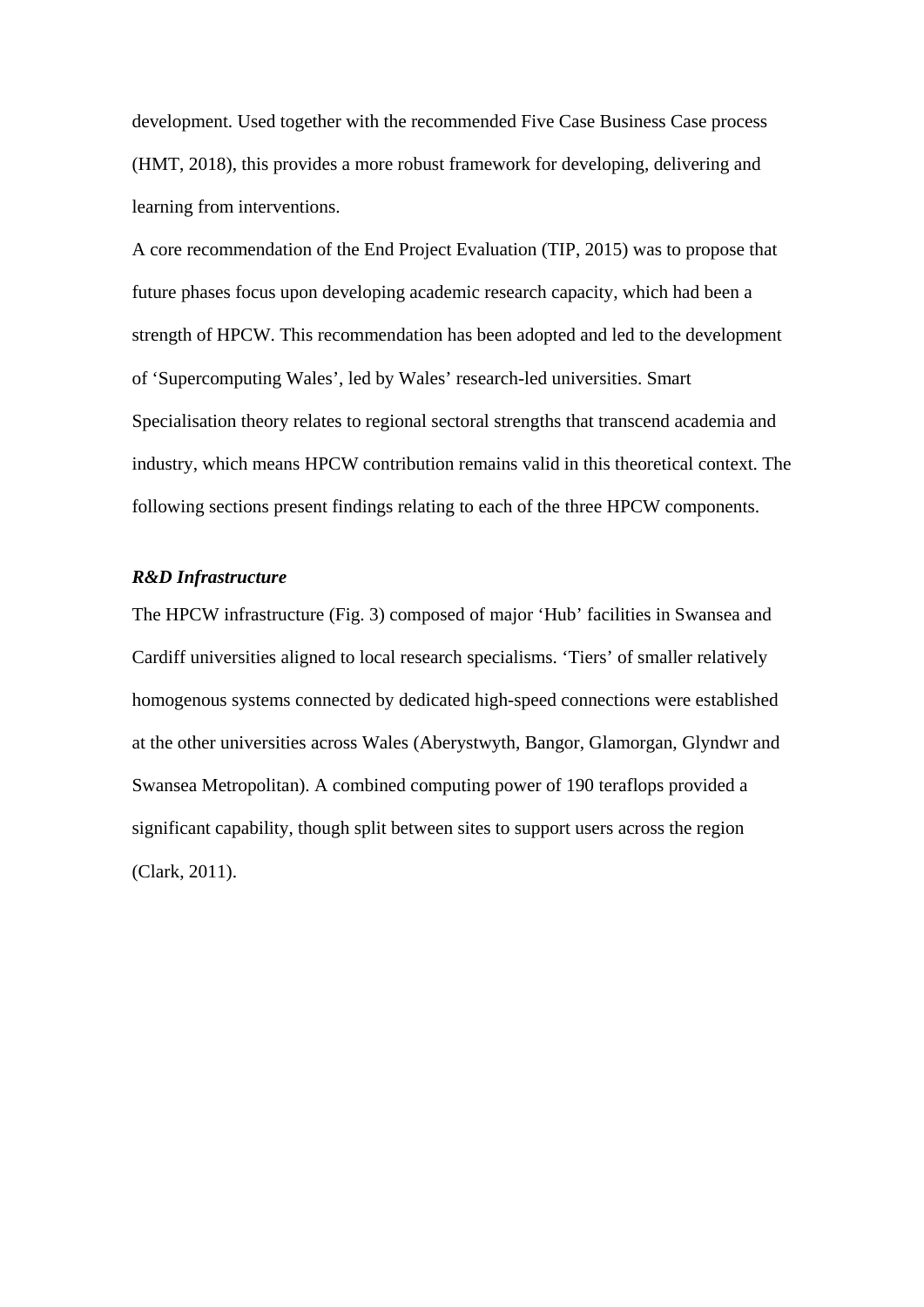development. Used together with the recommended Five Case Business Case process (HMT, 2018), this provides a more robust framework for developing, delivering and learning from interventions.

A core recommendation of the End Project Evaluation (TIP, 2015) was to propose that future phases focus upon developing academic research capacity, which had been a strength of HPCW. This recommendation has been adopted and led to the development of 'Supercomputing Wales', led by Wales' research-led universities. Smart Specialisation theory relates to regional sectoral strengths that transcend academia and industry, which means HPCW contribution remains valid in this theoretical context. The following sections present findings relating to each of the three HPCW components.

***R&D Infrastructure***

The HPCW infrastructure (Fig. 3) composed of major 'Hub' facilities in Swansea and Cardiff universities aligned to local research specialisms. 'Tiers' of smaller relatively homogenous systems connected by dedicated high-speed connections were established at the other universities across Wales (Aberystwyth, Bangor, Glamorgan, Glyndwr and Swansea Metropolitan). A combined computing power of 190 teraflops provided a significant capability, though split between sites to support users across the region (Clark, 2011).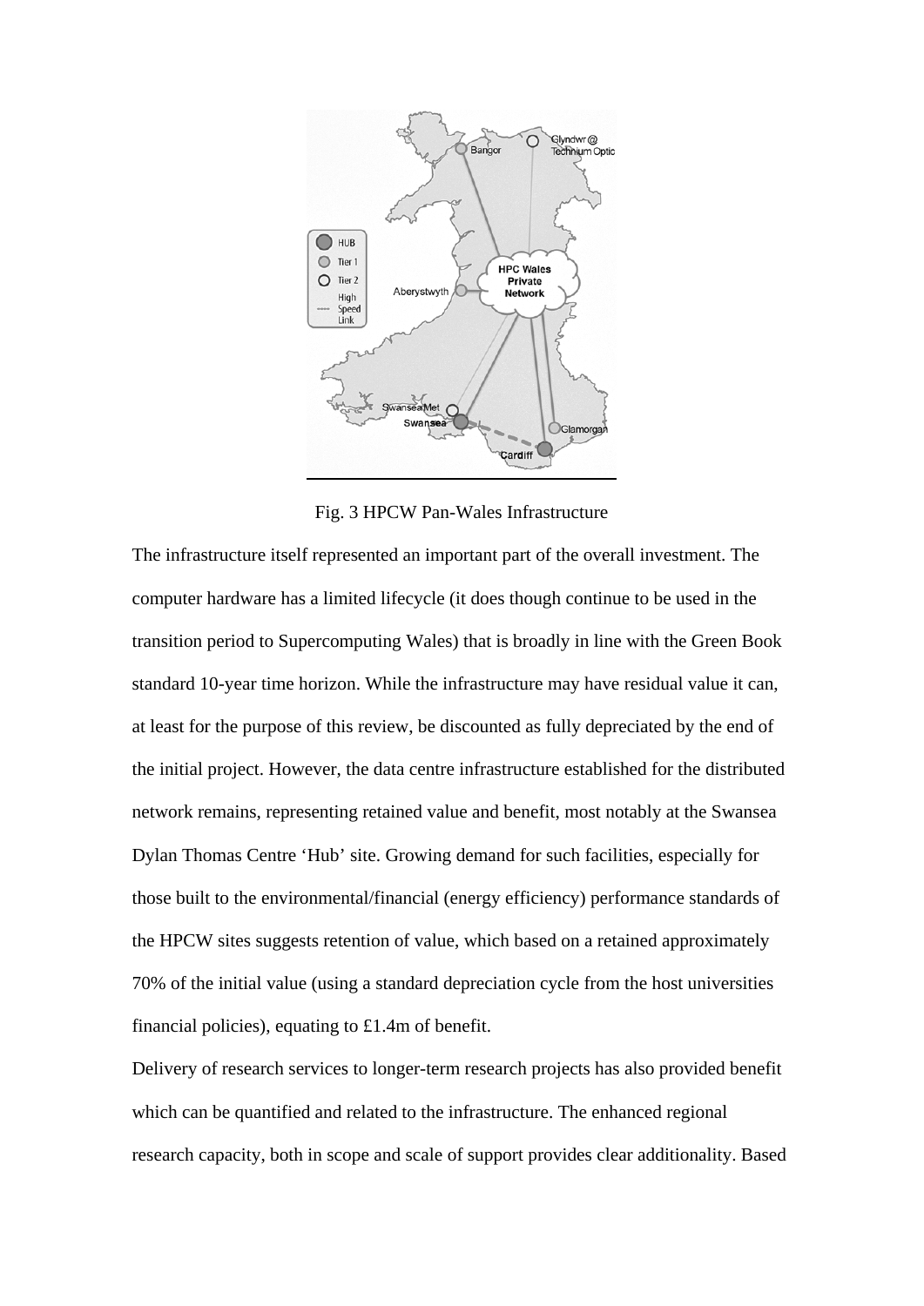Fig. 3 HPCW Pan-Wales Infrastructure

The infrastructure itself represented an important part of the overall investment. The computer hardware has a limited lifecycle (it does though continue to be used in the transition period to Supercomputing Wales) that is broadly in line with the Green Book standard 10-year time horizon. While the infrastructure may have residual value it can, at least for the purpose of this review, be discounted as fully depreciated by the end of the initial project. However, the data centre infrastructure established for the distributed network remains, representing retained value and benefit, most notably at the Swansea Dylan Thomas Centre 'Hub' site. Growing demand for such facilities, especially for those built to the environmental/financial (energy efficiency) performance standards of the HPCW sites suggests retention of value, which based on a retained approximately 70% of the initial value (using a standard depreciation cycle from the host universities financial policies), equating to £1.4m of benefit.

Delivery of research services to longer-term research projects has also provided benefit which can be quantified and related to the infrastructure. The enhanced regional research capacity, both in scope and scale of support provides clear additionality. Based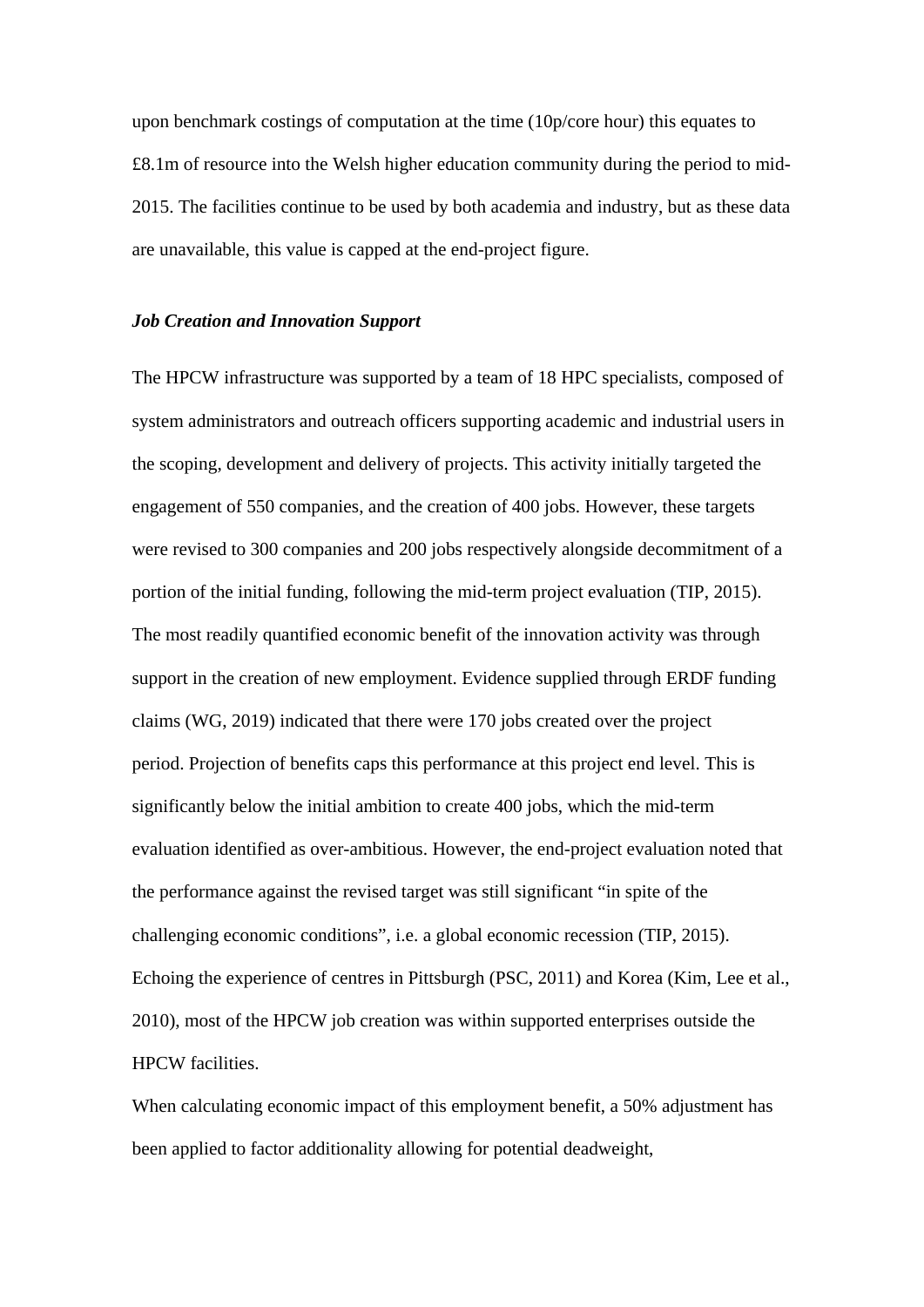upon benchmark costings of computation at the time (10p/core hour) this equates to £8.1m of resource into the Welsh higher education community during the period to mid-2015. The facilities continue to be used by both academia and industry, but as these data are unavailable, this value is capped at the end-project figure.

### ***Job Creation and Innovation Support***

The HPCW infrastructure was supported by a team of 18 HPC specialists, composed of system administrators and outreach officers supporting academic and industrial users in the scoping, development and delivery of projects. This activity initially targeted the engagement of 550 companies, and the creation of 400 jobs. However, these targets were revised to 300 companies and 200 jobs respectively alongside decommitment of a portion of the initial funding, following the mid-term project evaluation (TIP, 2015). The most readily quantified economic benefit of the innovation activity was through support in the creation of new employment. Evidence supplied through ERDF funding claims (WG, 2019) indicated that there were 170 jobs created over the project period. Projection of benefits caps this performance at this project end level. This is significantly below the initial ambition to create 400 jobs, which the mid-term evaluation identified as over-ambitious. However, the end-project evaluation noted that the performance against the revised target was still significant "in spite of the challenging economic conditions", i.e. a global economic recession (TIP, 2015). Echoing the experience of centres in Pittsburgh (PSC, 2011) and Korea (Kim, Lee et al., 2010), most of the HPCW job creation was within supported enterprises outside the HPCW facilities.

When calculating economic impact of this employment benefit, a 50% adjustment has been applied to factor additionality allowing for potential deadweight,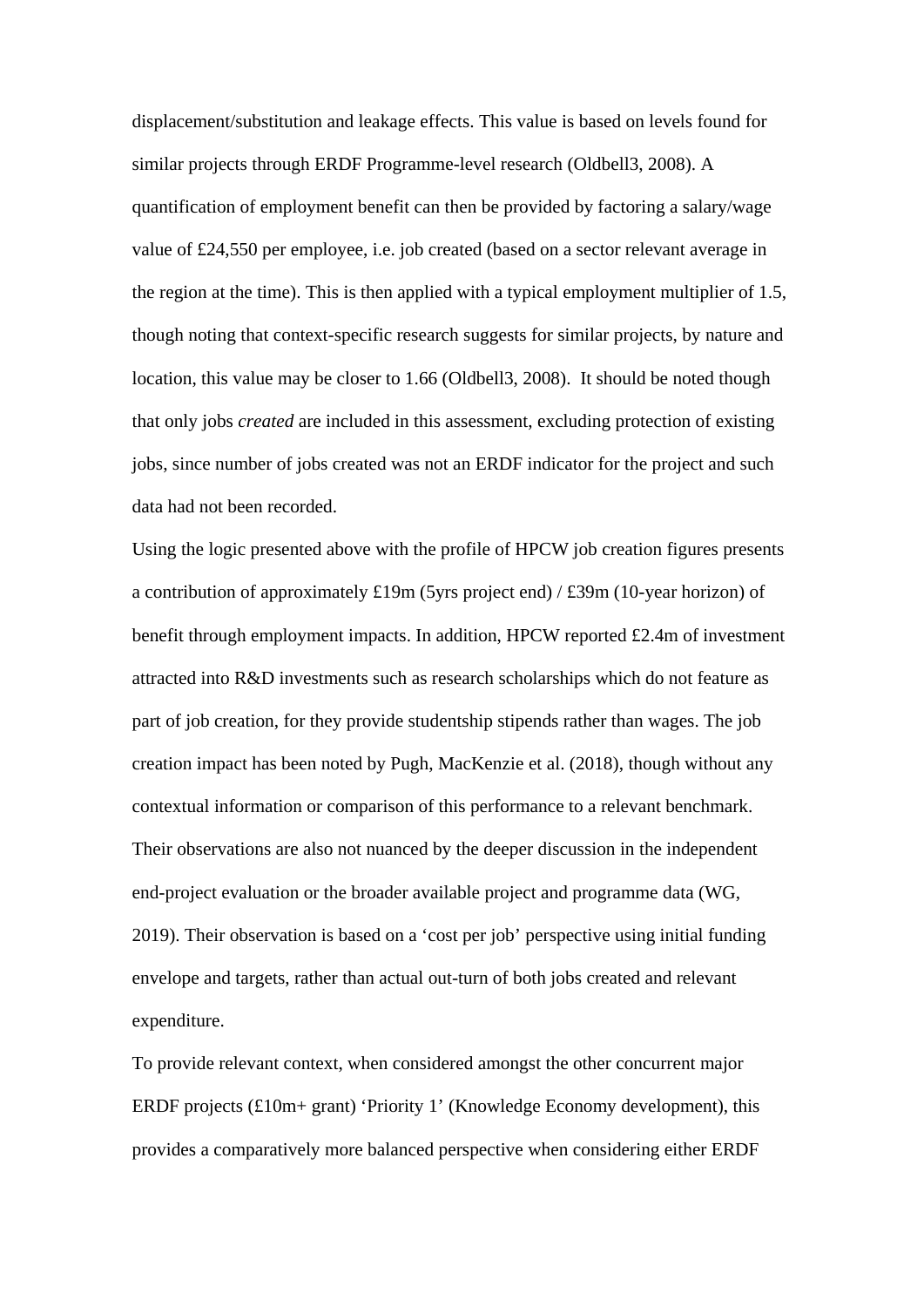displacement/substitution and leakage effects. This value is based on levels found for similar projects through ERDF Programme-level research (Oldbell3, 2008). A quantification of employment benefit can then be provided by factoring a salary/wage value of £24,550 per employee, i.e. job created (based on a sector relevant average in the region at the time). This is then applied with a typical employment multiplier of 1.5, though noting that context-specific research suggests for similar projects, by nature and location, this value may be closer to 1.66 (Oldbell3, 2008). It should be noted though that only jobs *created* are included in this assessment, excluding protection of existing jobs, since number of jobs created was not an ERDF indicator for the project and such data had not been recorded.

Using the logic presented above with the profile of HPCW job creation figures presents a contribution of approximately £19m (5yrs project end) / £39m (10-year horizon) of benefit through employment impacts. In addition, HPCW reported £2.4m of investment attracted into R&D investments such as research scholarships which do not feature as part of job creation, for they provide studentship stipends rather than wages. The job creation impact has been noted by Pugh, MacKenzie et al. (2018), though without any contextual information or comparison of this performance to a relevant benchmark. Their observations are also not nuanced by the deeper discussion in the independent end-project evaluation or the broader available project and programme data (WG, 2019). Their observation is based on a 'cost per job' perspective using initial funding envelope and targets, rather than actual out-turn of both jobs created and relevant expenditure.

To provide relevant context, when considered amongst the other concurrent major ERDF projects (£10m+ grant) 'Priority 1' (Knowledge Economy development), this provides a comparatively more balanced perspective when considering either ERDF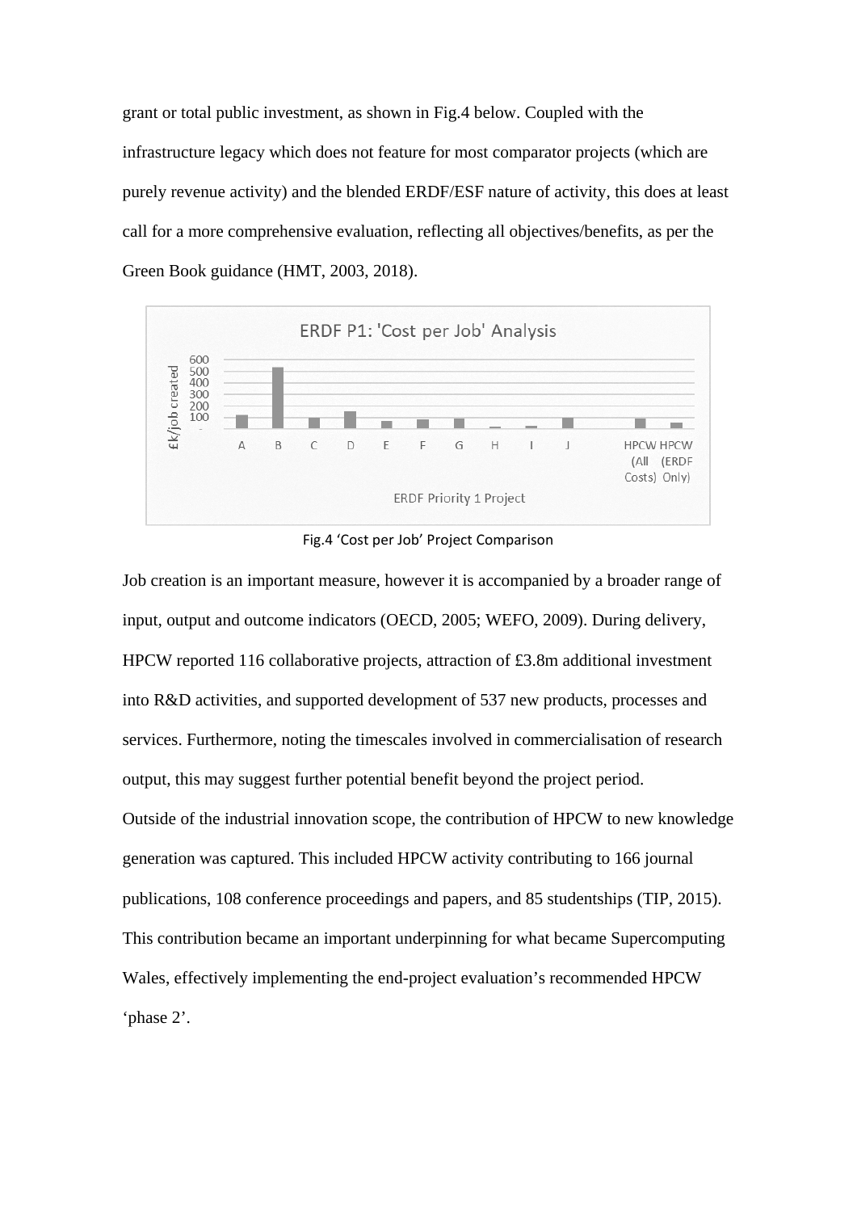grant or total public investment, as shown in Fig.4 below. Coupled with the infrastructure legacy which does not feature for most comparator projects (which are purely revenue activity) and the blended ERDF/ESF nature of activity, this does at least call for a more comprehensive evaluation, reflecting all objectives/benefits, as per the Green Book guidance (HMT, 2003, 2018).

Fig.4 'Cost per Job' Project Comparison

Job creation is an important measure, however it is accompanied by a broader range of input, output and outcome indicators (OECD, 2005; WEFO, 2009). During delivery, HPCW reported 116 collaborative projects, attraction of £3.8m additional investment into R&D activities, and supported development of 537 new products, processes and services. Furthermore, noting the timescales involved in commercialisation of research output, this may suggest further potential benefit beyond the project period.

Outside of the industrial innovation scope, the contribution of HPCW to new knowledge generation was captured. This included HPCW activity contributing to 166 journal publications, 108 conference proceedings and papers, and 85 studentships (TIP, 2015). This contribution became an important underpinning for what became Supercomputing Wales, effectively implementing the end-project evaluation's recommended HPCW 'phase 2'.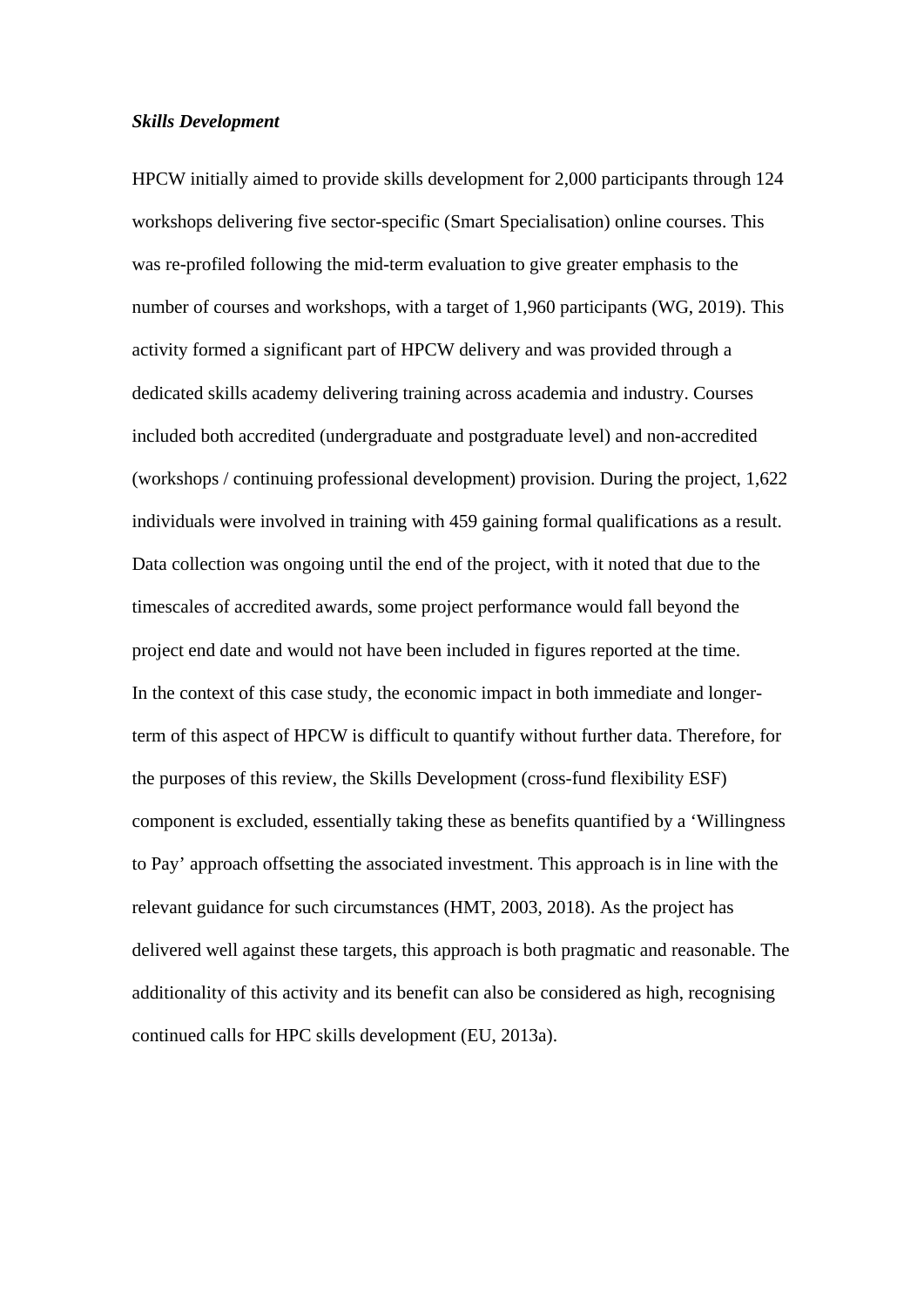***Skills Development***

HPCW initially aimed to provide skills development for 2,000 participants through 124 workshops delivering five sector-specific (Smart Specialisation) online courses. This was re-profiled following the mid-term evaluation to give greater emphasis to the number of courses and workshops, with a target of 1,960 participants (WG, 2019). This activity formed a significant part of HPCW delivery and was provided through a dedicated skills academy delivering training across academia and industry. Courses included both accredited (undergraduate and postgraduate level) and non-accredited (workshops / continuing professional development) provision. During the project, 1,622 individuals were involved in training with 459 gaining formal qualifications as a result. Data collection was ongoing until the end of the project, with it noted that due to the timescales of accredited awards, some project performance would fall beyond the project end date and would not have been included in figures reported at the time.

In the context of this case study, the economic impact in both immediate and longer-term of this aspect of HPCW is difficult to quantify without further data. Therefore, for the purposes of this review, the Skills Development (cross-fund flexibility ESF) component is excluded, essentially taking these as benefits quantified by a 'Willingness to Pay' approach offsetting the associated investment. This approach is in line with the relevant guidance for such circumstances (HMT, 2003, 2018). As the project has delivered well against these targets, this approach is both pragmatic and reasonable. The additionality of this activity and its benefit can also be considered as high, recognising continued calls for HPC skills development (EU, 2013a).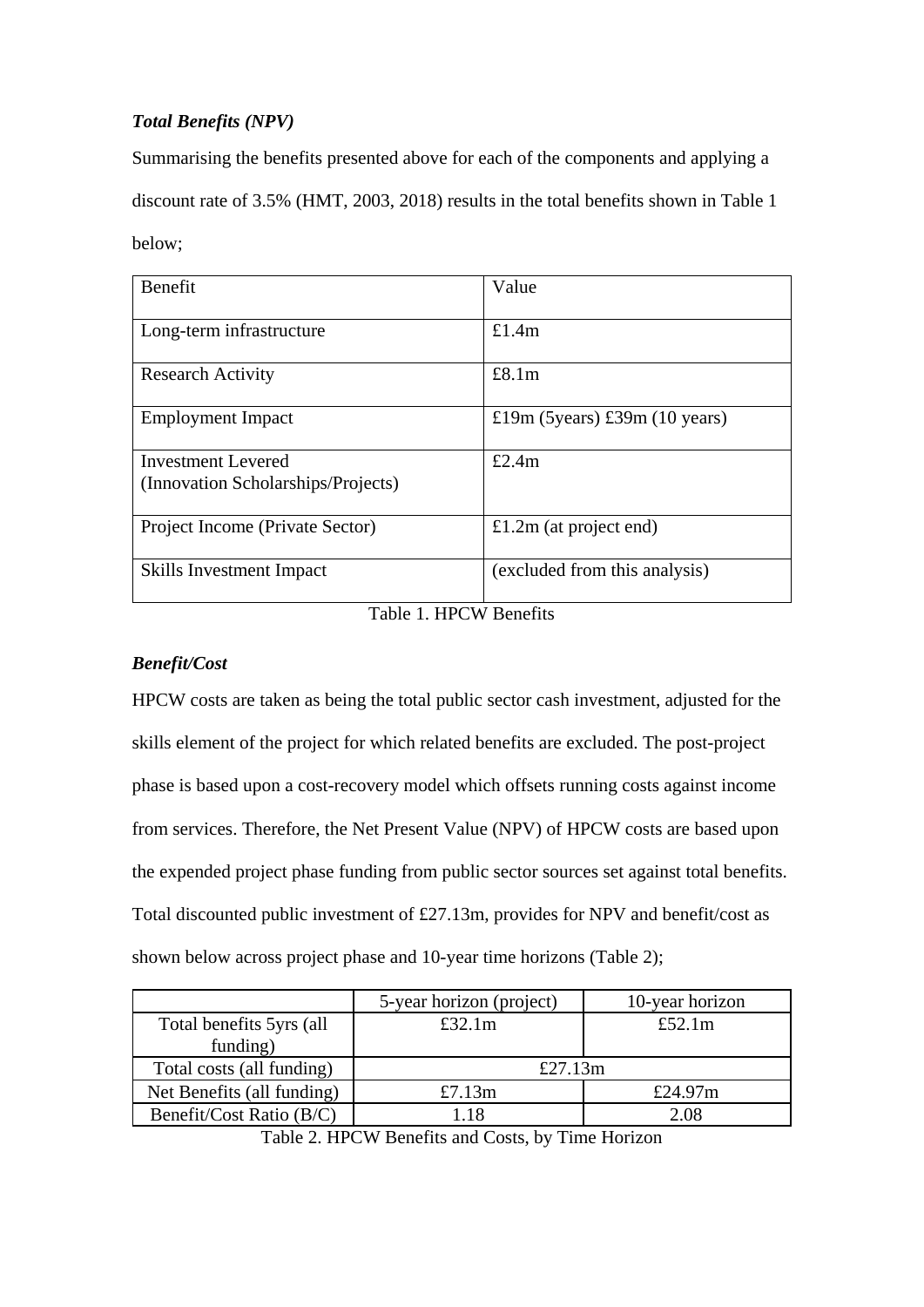***Total Benefits (NPV)***

Summarising the benefits presented above for each of the components and applying a discount rate of 3.5% (HMT, 2003, 2018) results in the total benefits shown in Table 1 below;

| Benefit | Value |
|---|---|
| Long-term infrastructure | £1.4m |
| Research Activity | £8.1m |
| Employment Impact | £19m (5years) £39m (10 years) |
| Investment Levered (Innovation Scholarships/Projects) | £2.4m |
| Project Income (Private Sector) | £1.2m (at project end) |
| Skills Investment Impact | (excluded from this analysis) |

Table 1. HPCW Benefits

***Benefit/Cost***

HPCW costs are taken as being the total public sector cash investment, adjusted for the skills element of the project for which related benefits are excluded. The post-project phase is based upon a cost-recovery model which offsets running costs against income from services. Therefore, the Net Present Value (NPV) of HPCW costs are based upon the expended project phase funding from public sector sources set against total benefits. Total discounted public investment of £27.13m, provides for NPV and benefit/cost as shown below across project phase and 10-year time horizons (Table 2);

| | 5-year horizon (project) | 10-year horizon |
|---|---|---|
| Total benefits 5yrs (all funding) | £32.1m | £52.1m |
| Total costs (all funding) | £27.13m | |
| Net Benefits (all funding) | £7.13m | £24.97m |
| Benefit/Cost Ratio (B/C) | 1.18 | 2.08 |

Table 2. HPCW Benefits and Costs, by Time Horizon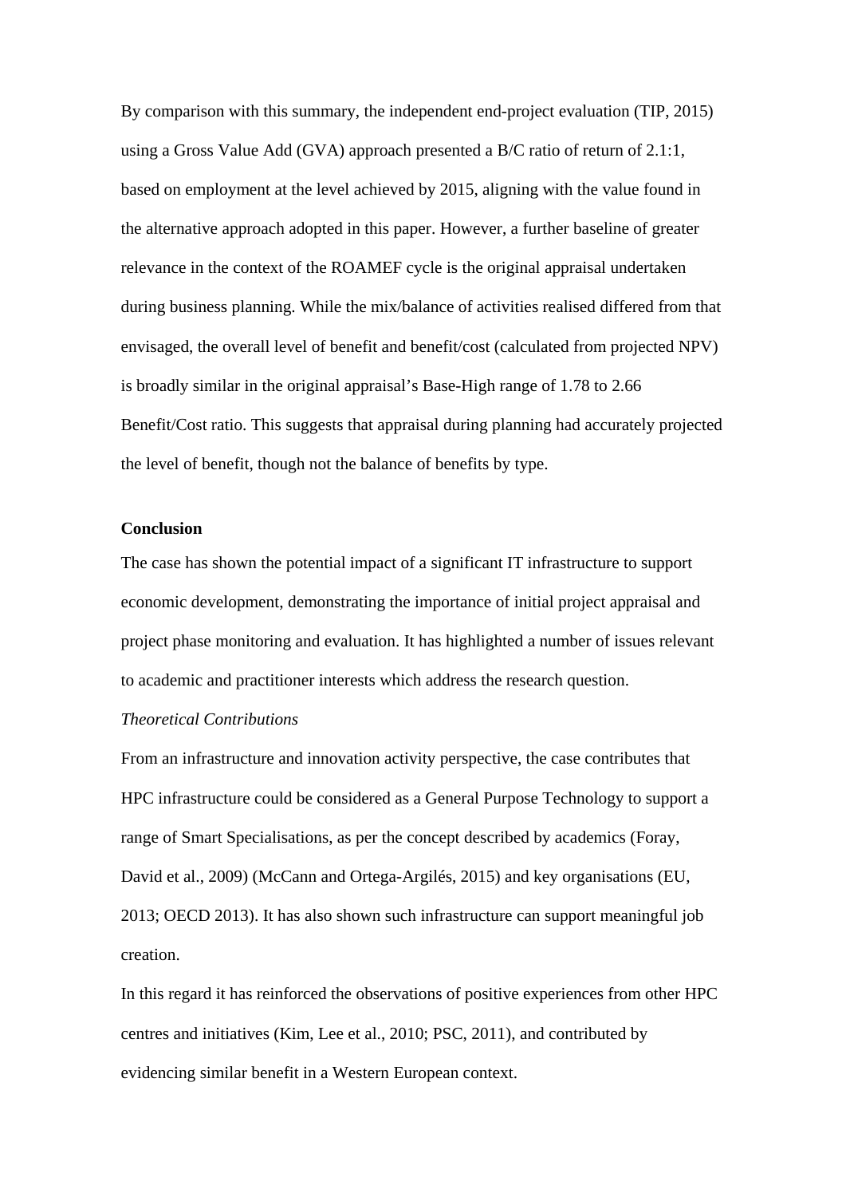By comparison with this summary, the independent end-project evaluation (TIP, 2015) using a Gross Value Add (GVA) approach presented a B/C ratio of return of 2.1:1, based on employment at the level achieved by 2015, aligning with the value found in the alternative approach adopted in this paper. However, a further baseline of greater relevance in the context of the ROAMEF cycle is the original appraisal undertaken during business planning. While the mix/balance of activities realised differed from that envisaged, the overall level of benefit and benefit/cost (calculated from projected NPV) is broadly similar in the original appraisal's Base-High range of 1.78 to 2.66 Benefit/Cost ratio. This suggests that appraisal during planning had accurately projected the level of benefit, though not the balance of benefits by type.

**Conclusion**

The case has shown the potential impact of a significant IT infrastructure to support economic development, demonstrating the importance of initial project appraisal and project phase monitoring and evaluation. It has highlighted a number of issues relevant to academic and practitioner interests which address the research question.

*Theoretical Contributions*

From an infrastructure and innovation activity perspective, the case contributes that HPC infrastructure could be considered as a General Purpose Technology to support a range of Smart Specialisations, as per the concept described by academics (Foray, David et al., 2009) (McCann and Ortega-Argilés, 2015) and key organisations (EU, 2013; OECD 2013). It has also shown such infrastructure can support meaningful job creation.

In this regard it has reinforced the observations of positive experiences from other HPC centres and initiatives (Kim, Lee et al., 2010; PSC, 2011), and contributed by evidencing similar benefit in a Western European context.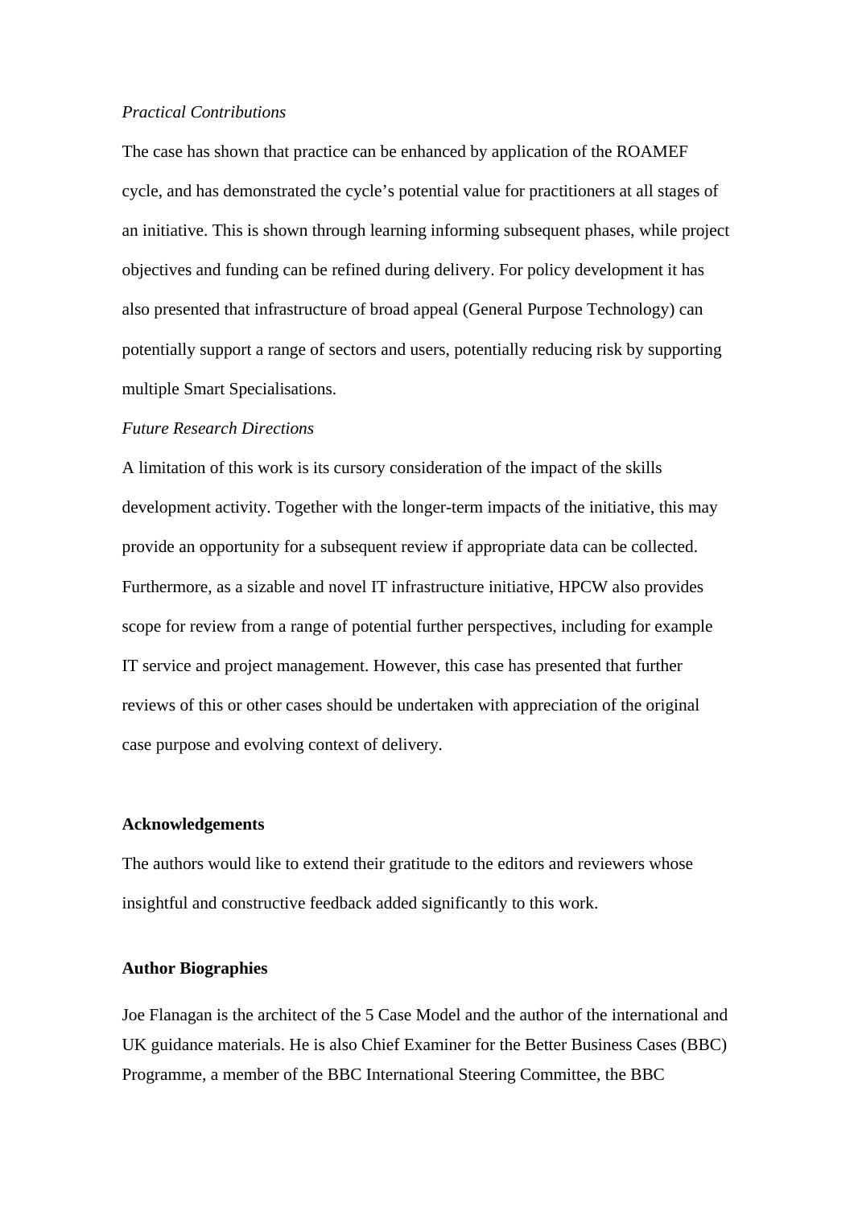*Practical Contributions*

The case has shown that practice can be enhanced by application of the ROAMEF cycle, and has demonstrated the cycle's potential value for practitioners at all stages of an initiative. This is shown through learning informing subsequent phases, while project objectives and funding can be refined during delivery. For policy development it has also presented that infrastructure of broad appeal (General Purpose Technology) can potentially support a range of sectors and users, potentially reducing risk by supporting multiple Smart Specialisations.

*Future Research Directions*

A limitation of this work is its cursory consideration of the impact of the skills development activity. Together with the longer-term impacts of the initiative, this may provide an opportunity for a subsequent review if appropriate data can be collected. Furthermore, as a sizable and novel IT infrastructure initiative, HPCW also provides scope for review from a range of potential further perspectives, including for example IT service and project management. However, this case has presented that further reviews of this or other cases should be undertaken with appreciation of the original case purpose and evolving context of delivery.

**Acknowledgements**

The authors would like to extend their gratitude to the editors and reviewers whose insightful and constructive feedback added significantly to this work.

**Author Biographies**

Joe Flanagan is the architect of the 5 Case Model and the author of the international and UK guidance materials. He is also Chief Examiner for the Better Business Cases (BBC) Programme, a member of the BBC International Steering Committee, the BBC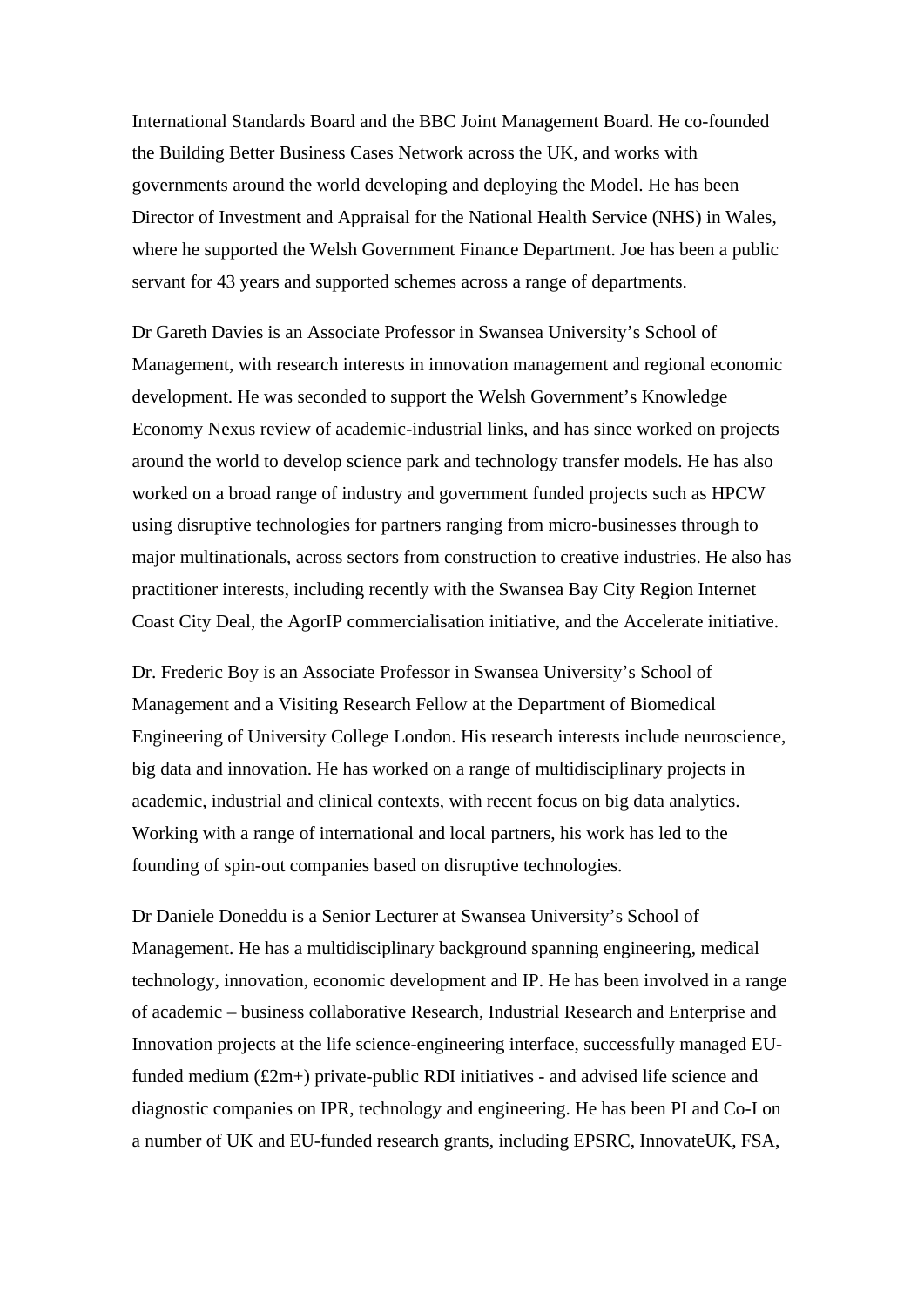International Standards Board and the BBC Joint Management Board. He co-founded the Building Better Business Cases Network across the UK, and works with governments around the world developing and deploying the Model. He has been Director of Investment and Appraisal for the National Health Service (NHS) in Wales, where he supported the Welsh Government Finance Department. Joe has been a public servant for 43 years and supported schemes across a range of departments.

Dr Gareth Davies is an Associate Professor in Swansea University's School of Management, with research interests in innovation management and regional economic development. He was seconded to support the Welsh Government's Knowledge Economy Nexus review of academic-industrial links, and has since worked on projects around the world to develop science park and technology transfer models. He has also worked on a broad range of industry and government funded projects such as HPCW using disruptive technologies for partners ranging from micro-businesses through to major multinationals, across sectors from construction to creative industries. He also has practitioner interests, including recently with the Swansea Bay City Region Internet Coast City Deal, the AgorIP commercialisation initiative, and the Accelerate initiative.

Dr. Frederic Boy is an Associate Professor in Swansea University's School of Management and a Visiting Research Fellow at the Department of Biomedical Engineering of University College London. His research interests include neuroscience, big data and innovation. He has worked on a range of multidisciplinary projects in academic, industrial and clinical contexts, with recent focus on big data analytics. Working with a range of international and local partners, his work has led to the founding of spin-out companies based on disruptive technologies.

Dr Daniele Doneddu is a Senior Lecturer at Swansea University's School of Management. He has a multidisciplinary background spanning engineering, medical technology, innovation, economic development and IP. He has been involved in a range of academic – business collaborative Research, Industrial Research and Enterprise and Innovation projects at the life science-engineering interface, successfully managed EU-funded medium (£2m+) private-public RDI initiatives - and advised life science and diagnostic companies on IPR, technology and engineering. He has been PI and Co-I on a number of UK and EU-funded research grants, including EPSRC, InnovateUK, FSA,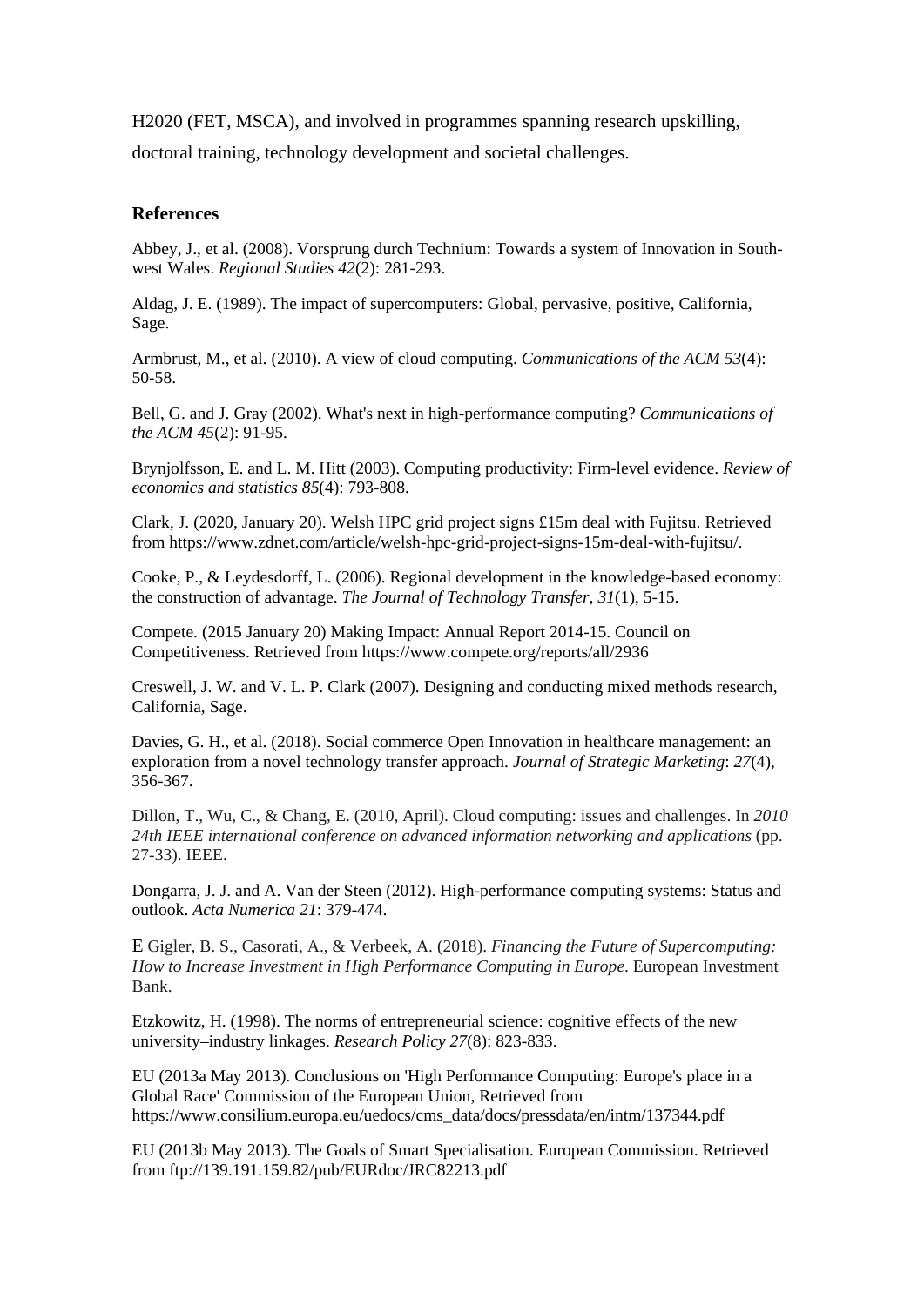H2020 (FET, MSCA), and involved in programmes spanning research upskilling, doctoral training, technology development and societal challenges.

## References

Abbey, J., et al. (2008). Vorsprung durch Technium: Towards a system of Innovation in South-west Wales. *Regional Studies 42*(2): 281-293.

Aldag, J. E. (1989). The impact of supercomputers: Global, pervasive, positive, California, Sage.

Armbrust, M., et al. (2010). A view of cloud computing. *Communications of the ACM 53*(4): 50-58.

Bell, G. and J. Gray (2002). What's next in high-performance computing? *Communications of the ACM 45*(2): 91-95.

Brynjolfsson, E. and L. M. Hitt (2003). Computing productivity: Firm-level evidence. *Review of economics and statistics 85*(4): 793-808.

Clark, J. (2020, January 20). Welsh HPC grid project signs £15m deal with Fujitsu. Retrieved from https://www.zdnet.com/article/welsh-hpc-grid-project-signs-15m-deal-with-fujitsu/.

Cooke, P., & Leydesdorff, L. (2006). Regional development in the knowledge-based economy: the construction of advantage. *The Journal of Technology Transfer, 31*(1), 5-15.

Compete. (2015 January 20) Making Impact: Annual Report 2014-15. Council on Competitiveness. Retrieved from https://www.compete.org/reports/all/2936

Creswell, J. W. and V. L. P. Clark (2007). Designing and conducting mixed methods research, California, Sage.

Davies, G. H., et al. (2018). Social commerce Open Innovation in healthcare management: an exploration from a novel technology transfer approach. *Journal of Strategic Marketing*: *27*(4), 356-367.

Dillon, T., Wu, C., & Chang, E. (2010, April). Cloud computing: issues and challenges. In *2010 24th IEEE international conference on advanced information networking and applications* (pp. 27-33). IEEE.

Dongarra, J. J. and A. Van der Steen (2012). High-performance computing systems: Status and outlook. *Acta Numerica 21*: 379-474.

E Gigler, B. S., Casorati, A., & Verbeek, A. (2018). *Financing the Future of Supercomputing: How to Increase Investment in High Performance Computing in Europe*. European Investment Bank.

Etzkowitz, H. (1998). The norms of entrepreneurial science: cognitive effects of the new university–industry linkages. *Research Policy 27*(8): 823-833.

EU (2013a May 2013). Conclusions on 'High Performance Computing: Europe's place in a Global Race' Commission of the European Union, Retrieved from https://www.consilium.europa.eu/uedocs/cms_data/docs/pressdata/en/intm/137344.pdf

EU (2013b May 2013). The Goals of Smart Specialisation. European Commission. Retrieved from ftp://139.191.159.82/pub/EURdoc/JRC82213.pdf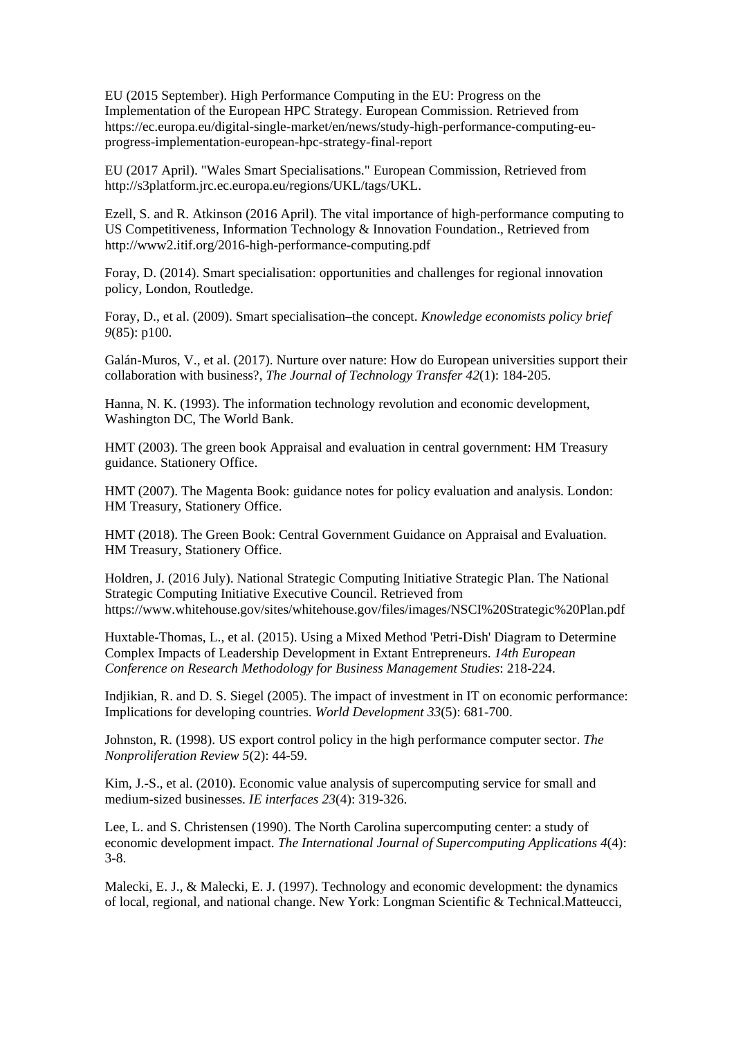EU (2015 September). High Performance Computing in the EU: Progress on the Implementation of the European HPC Strategy. European Commission. Retrieved from https://ec.europa.eu/digital-single-market/en/news/study-high-performance-computing-eu-progress-implementation-european-hpc-strategy-final-report

EU (2017 April). "Wales Smart Specialisations." European Commission, Retrieved from http://s3platform.jrc.ec.europa.eu/regions/UKL/tags/UKL.

Ezell, S. and R. Atkinson (2016 April). The vital importance of high-performance computing to US Competitiveness, Information Technology & Innovation Foundation., Retrieved from http://www2.itif.org/2016-high-performance-computing.pdf

Foray, D. (2014). Smart specialisation: opportunities and challenges for regional innovation policy, London, Routledge.

Foray, D., et al. (2009). Smart specialisation–the concept. *Knowledge economists policy brief 9*(85): p100.

Galán-Muros, V., et al. (2017). Nurture over nature: How do European universities support their collaboration with business?, *The Journal of Technology Transfer 42*(1): 184-205.

Hanna, N. K. (1993). The information technology revolution and economic development, Washington DC, The World Bank.

HMT (2003). The green book Appraisal and evaluation in central government: HM Treasury guidance. Stationery Office.

HMT (2007). The Magenta Book: guidance notes for policy evaluation and analysis. London: HM Treasury, Stationery Office.

HMT (2018). The Green Book: Central Government Guidance on Appraisal and Evaluation. HM Treasury, Stationery Office.

Holdren, J. (2016 July). National Strategic Computing Initiative Strategic Plan. The National Strategic Computing Initiative Executive Council. Retrieved from https://www.whitehouse.gov/sites/whitehouse.gov/files/images/NSCI%20Strategic%20Plan.pdf

Huxtable-Thomas, L., et al. (2015). Using a Mixed Method 'Petri-Dish' Diagram to Determine Complex Impacts of Leadership Development in Extant Entrepreneurs. *14th European Conference on Research Methodology for Business Management Studies*: 218-224.

Indjikian, R. and D. S. Siegel (2005). The impact of investment in IT on economic performance: Implications for developing countries. *World Development 33*(5): 681-700.

Johnston, R. (1998). US export control policy in the high performance computer sector. *The Nonproliferation Review 5*(2): 44-59.

Kim, J.-S., et al. (2010). Economic value analysis of supercomputing service for small and medium-sized businesses. *IE interfaces 23*(4): 319-326.

Lee, L. and S. Christensen (1990). The North Carolina supercomputing center: a study of economic development impact. *The International Journal of Supercomputing Applications 4*(4): 3-8.

Malecki, E. J., & Malecki, E. J. (1997). Technology and economic development: the dynamics of local, regional, and national change. New York: Longman Scientific & Technical.Matteucci,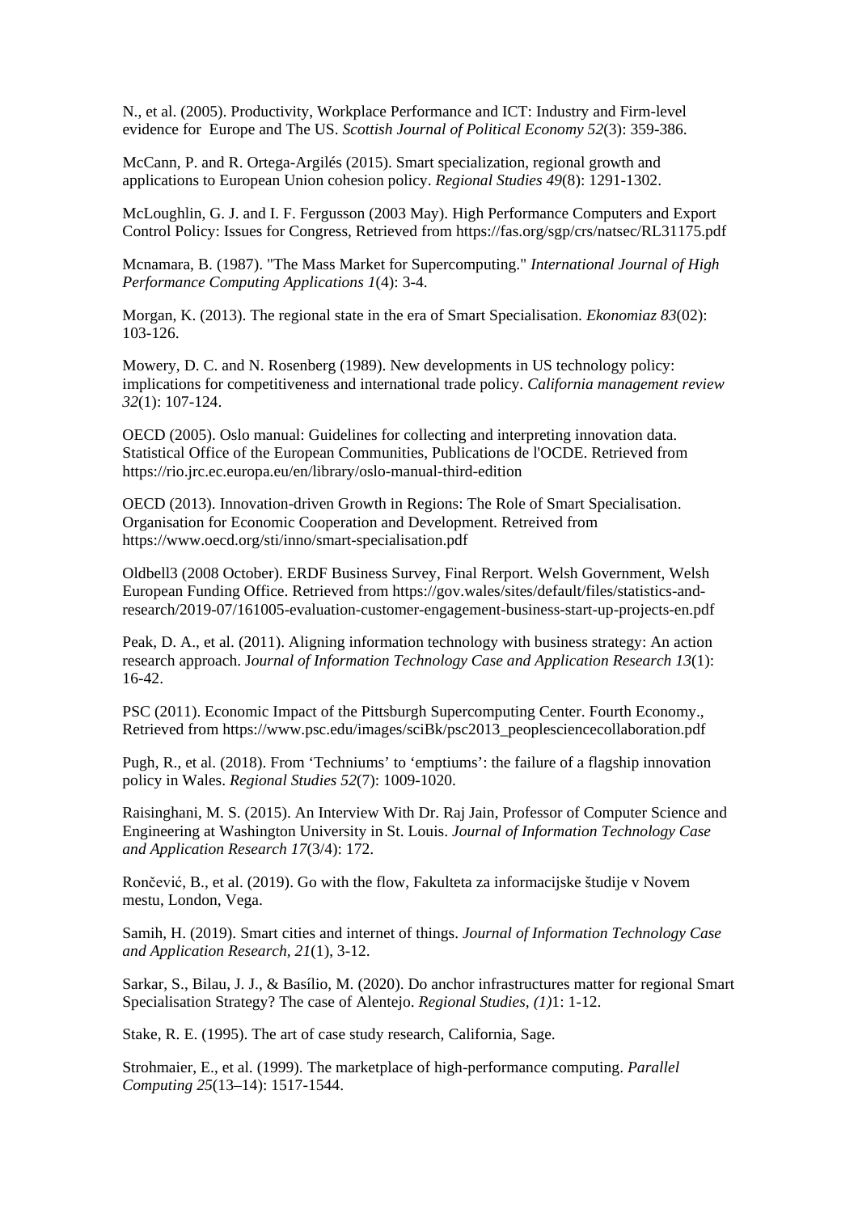N., et al. (2005). Productivity, Workplace Performance and ICT: Industry and Firm-level evidence for Europe and The US. *Scottish Journal of Political Economy 52*(3): 359-386.

McCann, P. and R. Ortega-Argilés (2015). Smart specialization, regional growth and applications to European Union cohesion policy. *Regional Studies 49*(8): 1291-1302.

McLoughlin, G. J. and I. F. Fergusson (2003 May). High Performance Computers and Export Control Policy: Issues for Congress, Retrieved from https://fas.org/sgp/crs/natsec/RL31175.pdf

Mcnamara, B. (1987). "The Mass Market for Supercomputing." *International Journal of High Performance Computing Applications 1*(4): 3-4.

Morgan, K. (2013). The regional state in the era of Smart Specialisation. *Ekonomiaz 83*(02): 103-126.

Mowery, D. C. and N. Rosenberg (1989). New developments in US technology policy: implications for competitiveness and international trade policy. *California management review 32*(1): 107-124.

OECD (2005). Oslo manual: Guidelines for collecting and interpreting innovation data. Statistical Office of the European Communities, Publications de l'OCDE. Retrieved from https://rio.jrc.ec.europa.eu/en/library/oslo-manual-third-edition

OECD (2013). Innovation-driven Growth in Regions: The Role of Smart Specialisation. Organisation for Economic Cooperation and Development. Retreived from https://www.oecd.org/sti/inno/smart-specialisation.pdf

Oldbell3 (2008 October). ERDF Business Survey, Final Rerport. Welsh Government, Welsh European Funding Office. Retrieved from https://gov.wales/sites/default/files/statistics-and-research/2019-07/161005-evaluation-customer-engagement-business-start-up-projects-en.pdf

Peak, D. A., et al. (2011). Aligning information technology with business strategy: An action research approach. *Journal of Information Technology Case and Application Research 13*(1): 16-42.

PSC (2011). Economic Impact of the Pittsburgh Supercomputing Center. Fourth Economy., Retrieved from https://www.psc.edu/images/sciBk/psc2013_peoplesciencecollaboration.pdf

Pugh, R., et al. (2018). From 'Techniums' to 'emptiums': the failure of a flagship innovation policy in Wales. *Regional Studies 52*(7): 1009-1020.

Raisinghani, M. S. (2015). An Interview With Dr. Raj Jain, Professor of Computer Science and Engineering at Washington University in St. Louis. *Journal of Information Technology Case and Application Research 17*(3/4): 172.

Rončević, B., et al. (2019). Go with the flow, Fakulteta za informacijske študije v Novem mestu, London, Vega.

Samih, H. (2019). Smart cities and internet of things. *Journal of Information Technology Case and Application Research, 21*(1), 3-12.

Sarkar, S., Bilau, J. J., & Basílio, M. (2020). Do anchor infrastructures matter for regional Smart Specialisation Strategy? The case of Alentejo. *Regional Studies, (1)*1: 1-12.

Stake, R. E. (1995). The art of case study research, California, Sage.

Strohmaier, E., et al. (1999). The marketplace of high-performance computing. *Parallel Computing 25*(13–14): 1517-1544.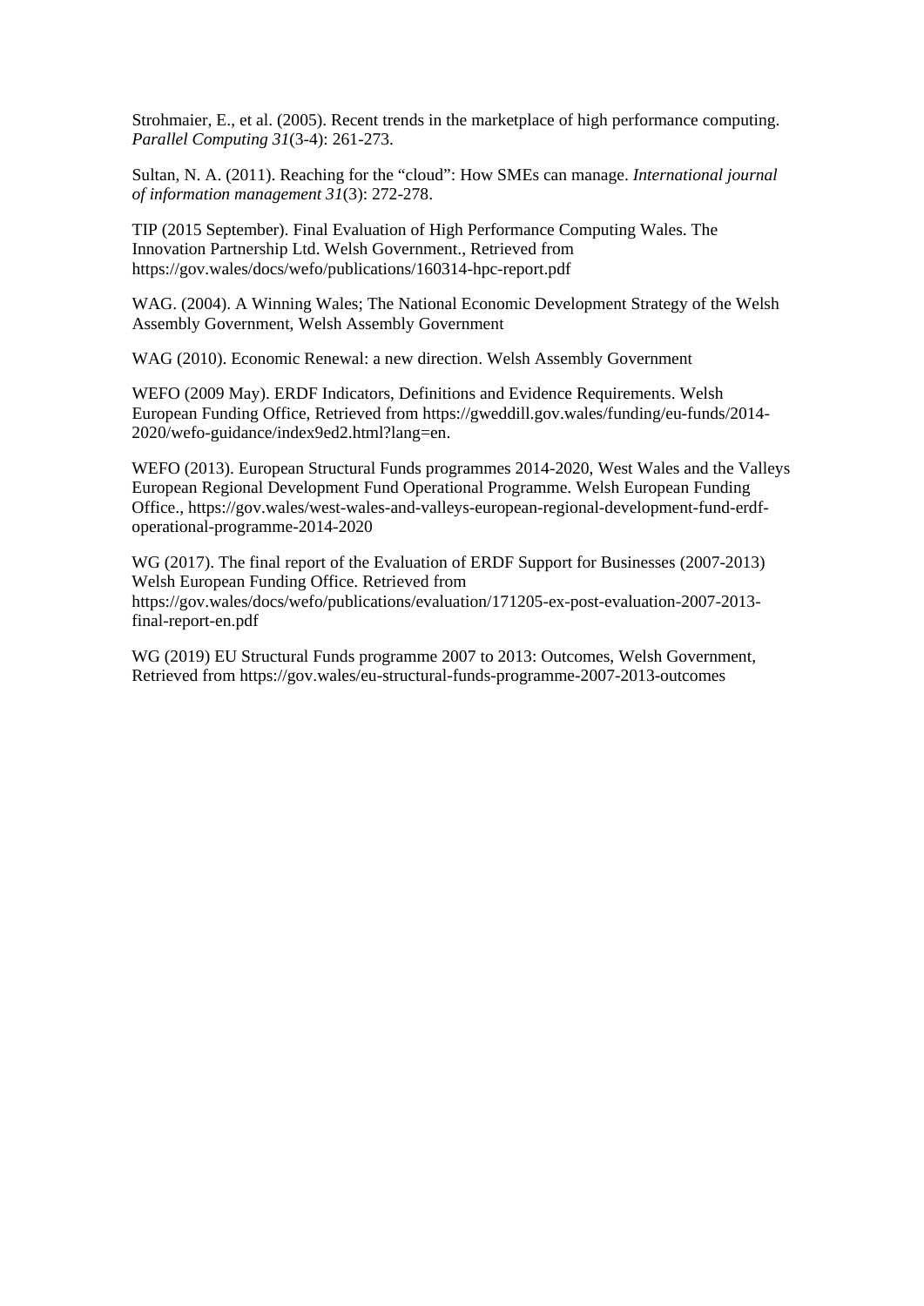Strohmaier, E., et al. (2005). Recent trends in the marketplace of high performance computing. *Parallel Computing 31*(3-4): 261-273.

Sultan, N. A. (2011). Reaching for the "cloud": How SMEs can manage. *International journal of information management 31*(3): 272-278.

TIP (2015 September). Final Evaluation of High Performance Computing Wales. The Innovation Partnership Ltd. Welsh Government., Retrieved from https://gov.wales/docs/wefo/publications/160314-hpc-report.pdf

WAG. (2004). A Winning Wales; The National Economic Development Strategy of the Welsh Assembly Government, Welsh Assembly Government

WAG (2010). Economic Renewal: a new direction. Welsh Assembly Government

WEFO (2009 May). ERDF Indicators, Definitions and Evidence Requirements. Welsh European Funding Office, Retrieved from https://gweddill.gov.wales/funding/eu-funds/2014-2020/wefo-guidance/index9ed2.html?lang=en.

WEFO (2013). European Structural Funds programmes 2014-2020, West Wales and the Valleys European Regional Development Fund Operational Programme. Welsh European Funding Office., https://gov.wales/west-wales-and-valleys-european-regional-development-fund-erdf-operational-programme-2014-2020

WG (2017). The final report of the Evaluation of ERDF Support for Businesses (2007-2013) Welsh European Funding Office. Retrieved from https://gov.wales/docs/wefo/publications/evaluation/171205-ex-post-evaluation-2007-2013-final-report-en.pdf

WG (2019) EU Structural Funds programme 2007 to 2013: Outcomes, Welsh Government, Retrieved from https://gov.wales/eu-structural-funds-programme-2007-2013-outcomes